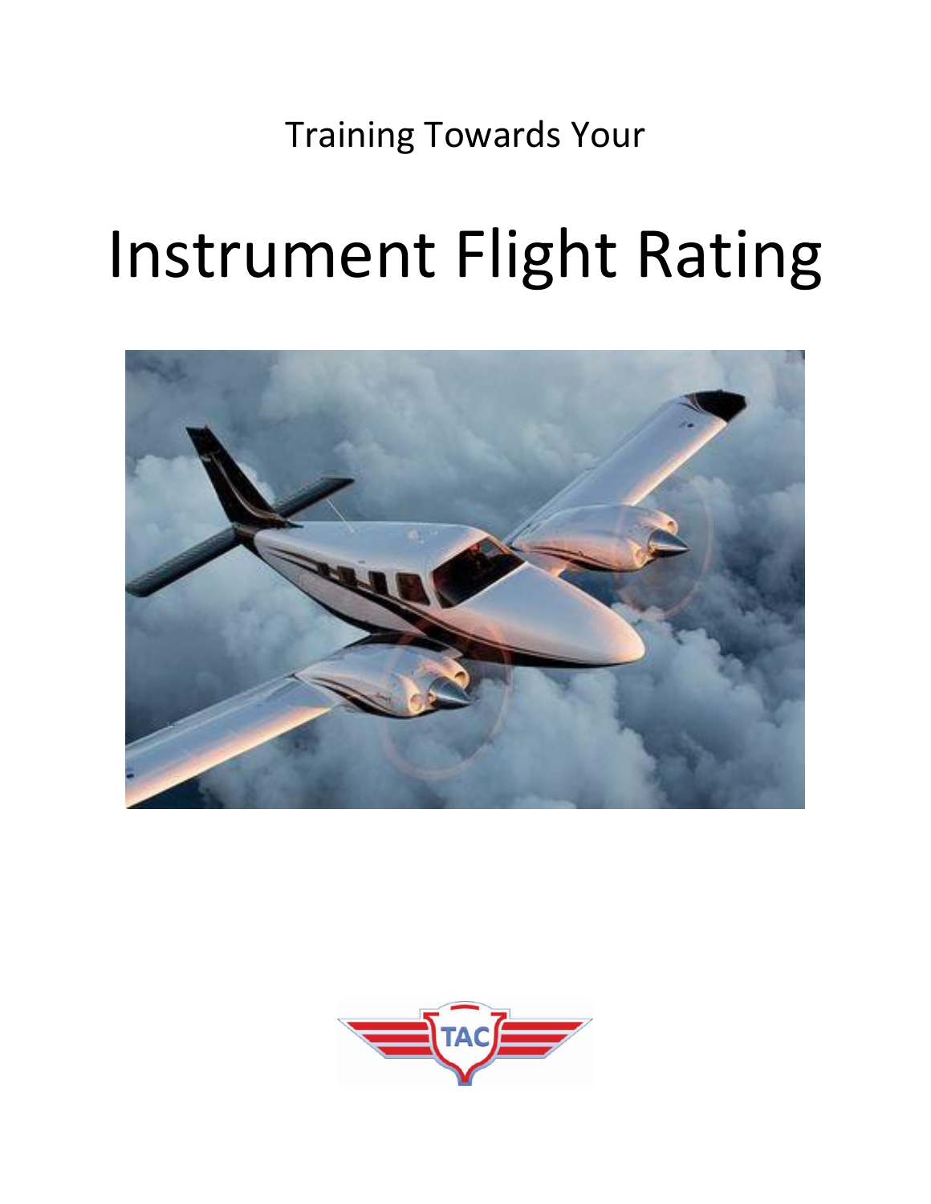Training Towards Your

# Instrument Flight Rating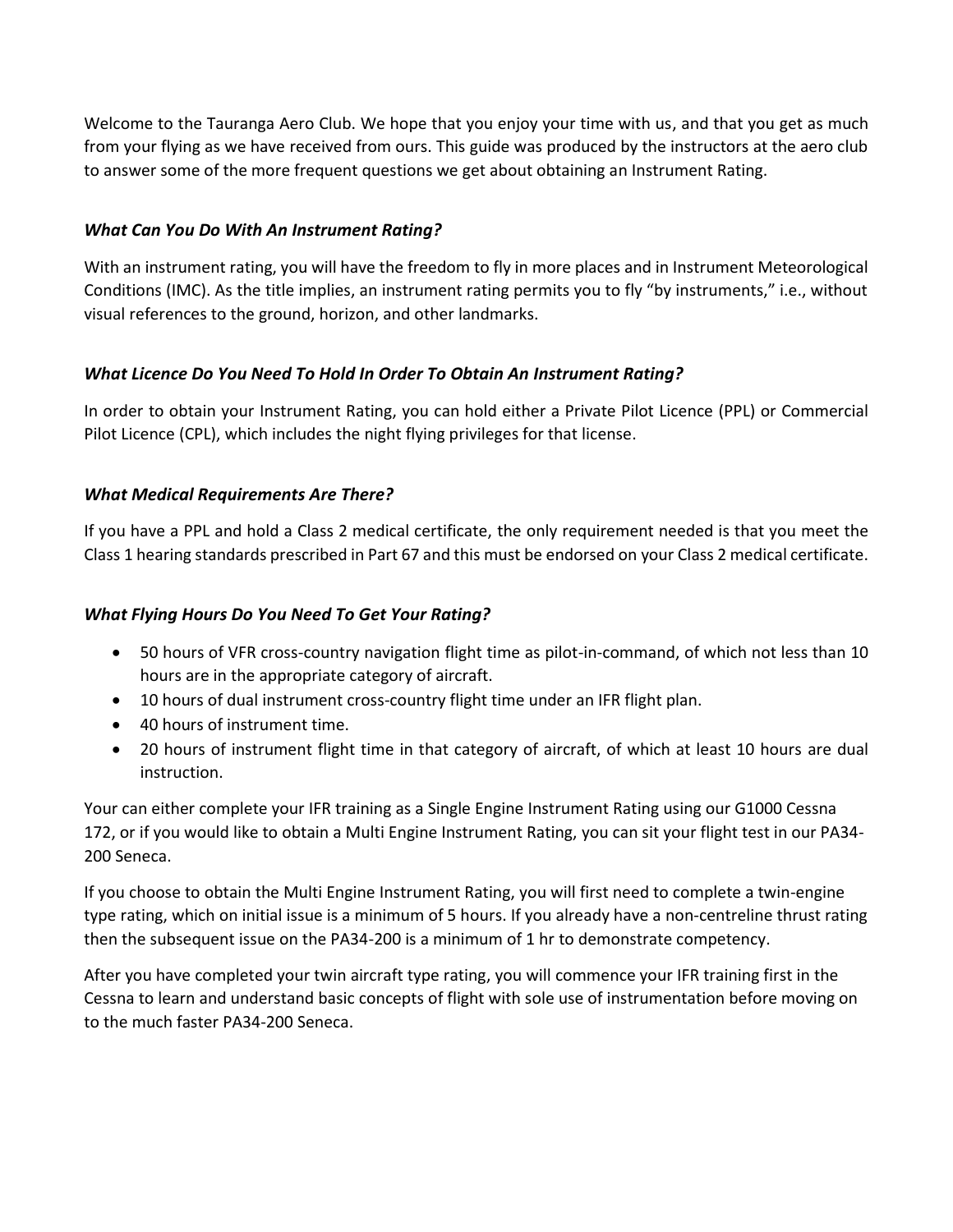Welcome to the Tauranga Aero Club. We hope that you enjoy your time with us, and that you get as much from your flying as we have received from ours. This guide was produced by the instructors at the aero club to answer some of the more frequent questions we get about obtaining an Instrument Rating.

### *What Can You Do With An Instrument Rating?*

With an instrument rating, you will have the freedom to fly in more places and in Instrument Meteorological Conditions (IMC). As the title implies, an instrument rating permits you to fly "by instruments," i.e., without visual references to the ground, horizon, and other landmarks.

### *What Licence Do You Need To Hold In Order To Obtain An Instrument Rating?*

In order to obtain your Instrument Rating, you can hold either a Private Pilot Licence (PPL) or Commercial Pilot Licence (CPL), which includes the night flying privileges for that license.

### *What Medical Requirements Are There?*

If you have a PPL and hold a Class 2 medical certificate, the only requirement needed is that you meet the Class 1 hearing standards prescribed in Part 67 and this must be endorsed on your Class 2 medical certificate.

### *What Flying Hours Do You Need To Get Your Rating?*

- 50 hours of VFR cross-country navigation flight time as pilot-in-command, of which not less than 10 hours are in the appropriate category of aircraft.
- 10 hours of dual instrument cross-country flight time under an IFR flight plan.
- 40 hours of instrument time.
- 20 hours of instrument flight time in that category of aircraft, of which at least 10 hours are dual instruction.

Your can either complete your IFR training as a Single Engine Instrument Rating using our G1000 Cessna 172, or if you would like to obtain a Multi Engine Instrument Rating, you can sit your flight test in our PA34-200 Seneca.

If you choose to obtain the Multi Engine Instrument Rating, you will first need to complete a twin-engine type rating, which on initial issue is a minimum of 5 hours. If you already have a non-centreline thrust rating then the subsequent issue on the PA34-200 is a minimum of 1 hr to demonstrate competency.

After you have completed your twin aircraft type rating, you will commence your IFR training first in the Cessna to learn and understand basic concepts of flight with sole use of instrumentation before moving on to the much faster PA34-200 Seneca.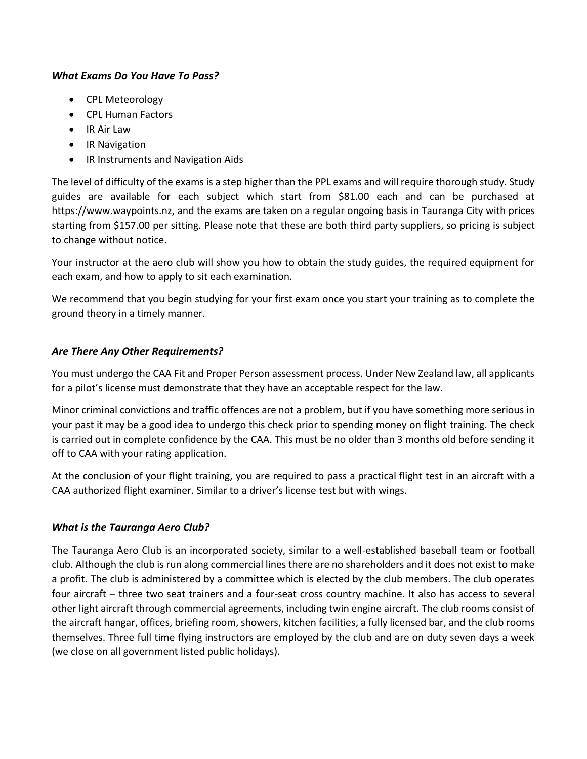### *What Exams Do You Have To Pass?*

- CPL Meteorology
- CPL Human Factors
- IR Air Law
- IR Navigation
- IR Instruments and Navigation Aids

The level of difficulty of the exams is a step higher than the PPL exams and will require thorough study. Study guides are available for each subject which start from $81.00 each and can be purchased at https://www.waypoints.nz, and the exams are taken on a regular ongoing basis in Tauranga City with prices starting from $157.00 per sitting. Please note that these are both third party suppliers, so pricing is subject to change without notice.

Your instructor at the aero club will show you how to obtain the study guides, the required equipment for each exam, and how to apply to sit each examination.

We recommend that you begin studying for your first exam once you start your training as to complete the ground theory in a timely manner.

### *Are There Any Other Requirements?*

You must undergo the CAA Fit and Proper Person assessment process. Under New Zealand law, all applicants for a pilot's license must demonstrate that they have an acceptable respect for the law.

Minor criminal convictions and traffic offences are not a problem, but if you have something more serious in your past it may be a good idea to undergo this check prior to spending money on flight training. The check is carried out in complete confidence by the CAA. This must be no older than 3 months old before sending it off to CAA with your rating application.

At the conclusion of your flight training, you are required to pass a practical flight test in an aircraft with a CAA authorized flight examiner. Similar to a driver's license test but with wings.

### *What is the Tauranga Aero Club?*

The Tauranga Aero Club is an incorporated society, similar to a well-established baseball team or football club. Although the club is run along commercial lines there are no shareholders and it does not exist to make a profit. The club is administered by a committee which is elected by the club members. The club operates four aircraft – three two seat trainers and a four-seat cross country machine. It also has access to several other light aircraft through commercial agreements, including twin engine aircraft. The club rooms consist of the aircraft hangar, offices, briefing room, showers, kitchen facilities, a fully licensed bar, and the club rooms themselves. Three full time flying instructors are employed by the club and are on duty seven days a week (we close on all government listed public holidays).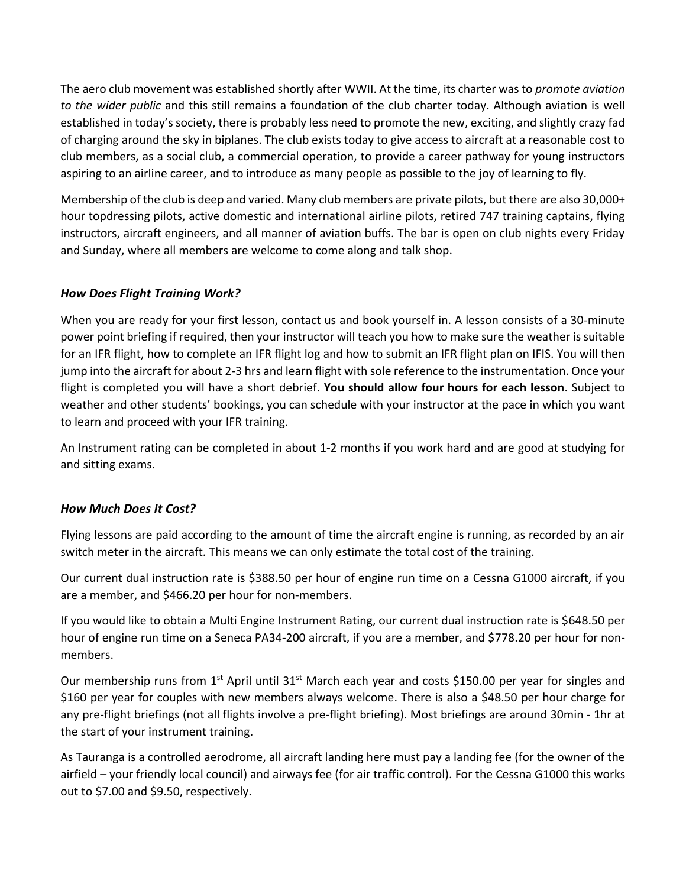The aero club movement was established shortly after WWII. At the time, its charter was to *promote aviation to the wider public* and this still remains a foundation of the club charter today. Although aviation is well established in today's society, there is probably less need to promote the new, exciting, and slightly crazy fad of charging around the sky in biplanes. The club exists today to give access to aircraft at a reasonable cost to club members, as a social club, a commercial operation, to provide a career pathway for young instructors aspiring to an airline career, and to introduce as many people as possible to the joy of learning to fly.

Membership of the club is deep and varied. Many club members are private pilots, but there are also 30,000+ hour topdressing pilots, active domestic and international airline pilots, retired 747 training captains, flying instructors, aircraft engineers, and all manner of aviation buffs. The bar is open on club nights every Friday and Sunday, where all members are welcome to come along and talk shop.

### *How Does Flight Training Work?*

When you are ready for your first lesson, contact us and book yourself in. A lesson consists of a 30-minute power point briefing if required, then your instructor will teach you how to make sure the weather is suitable for an IFR flight, how to complete an IFR flight log and how to submit an IFR flight plan on IFIS. You will then jump into the aircraft for about 2-3 hrs and learn flight with sole reference to the instrumentation. Once your flight is completed you will have a short debrief. **You should allow four hours for each lesson**. Subject to weather and other students' bookings, you can schedule with your instructor at the pace in which you want to learn and proceed with your IFR training.

An Instrument rating can be completed in about 1-2 months if you work hard and are good at studying for and sitting exams.

### *How Much Does It Cost?*

Flying lessons are paid according to the amount of time the aircraft engine is running, as recorded by an air switch meter in the aircraft. This means we can only estimate the total cost of the training.

Our current dual instruction rate is $388.50 per hour of engine run time on a Cessna G1000 aircraft, if you are a member, and $466.20 per hour for non-members.

If you would like to obtain a Multi Engine Instrument Rating, our current dual instruction rate is $648.50 per hour of engine run time on a Seneca PA34-200 aircraft, if you are a member, and $778.20 per hour for non-members.

Our membership runs from 1st April until 31st March each year and costs $150.00 per year for singles and $160 per year for couples with new members always welcome. There is also a $48.50 per hour charge for any pre-flight briefings (not all flights involve a pre-flight briefing). Most briefings are around 30min - 1hr at the start of your instrument training.

As Tauranga is a controlled aerodrome, all aircraft landing here must pay a landing fee (for the owner of the airfield – your friendly local council) and airways fee (for air traffic control). For the Cessna G1000 this works out to $7.00 and $9.50, respectively.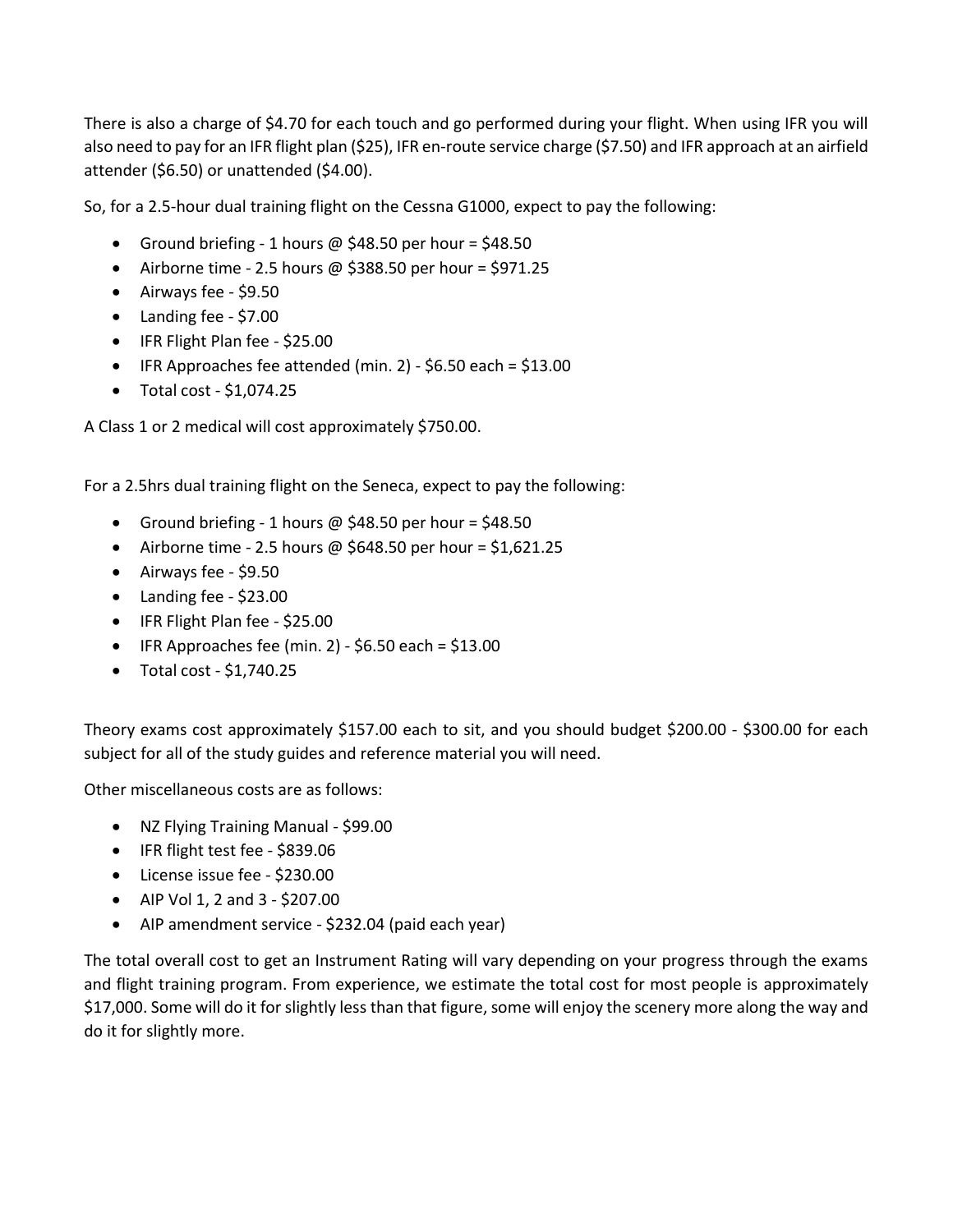There is also a charge of $4.70 for each touch and go performed during your flight. When using IFR you will also need to pay for an IFR flight plan ($25), IFR en-route service charge ($7.50) and IFR approach at an airfield attender ($6.50) or unattended ($4.00).

So, for a 2.5-hour dual training flight on the Cessna G1000, expect to pay the following:

- Ground briefing - 1 hours @ $48.50 per hour = $48.50
- Airborne time - 2.5 hours @ $388.50 per hour = $971.25
- Airways fee - $9.50
- Landing fee - $7.00
- IFR Flight Plan fee - $25.00
- IFR Approaches fee attended (min. 2) - $6.50 each = $13.00
- Total cost - $1,074.25

A Class 1 or 2 medical will cost approximately $750.00.

For a 2.5hrs dual training flight on the Seneca, expect to pay the following:

- Ground briefing - 1 hours @ $48.50 per hour = $48.50
- Airborne time - 2.5 hours @ $648.50 per hour = $1,621.25
- Airways fee - $9.50
- Landing fee - $23.00
- IFR Flight Plan fee - $25.00
- IFR Approaches fee (min. 2) - $6.50 each = $13.00
- Total cost - $1,740.25

Theory exams cost approximately $157.00 each to sit, and you should budget $200.00 - $300.00 for each subject for all of the study guides and reference material you will need.

Other miscellaneous costs are as follows:

- NZ Flying Training Manual - $99.00
- IFR flight test fee - $839.06
- License issue fee - $230.00
- AIP Vol 1, 2 and 3 - $207.00
- AIP amendment service - $232.04 (paid each year)

The total overall cost to get an Instrument Rating will vary depending on your progress through the exams and flight training program. From experience, we estimate the total cost for most people is approximately $17,000. Some will do it for slightly less than that figure, some will enjoy the scenery more along the way and do it for slightly more.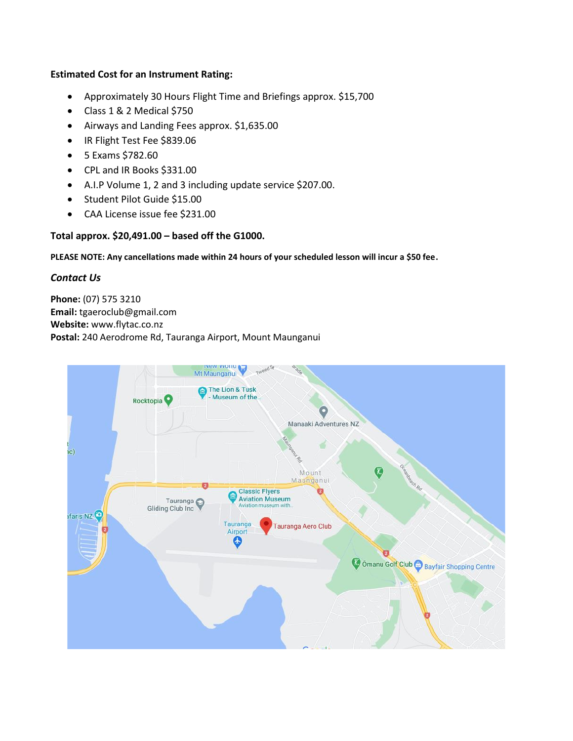**Estimated Cost for an Instrument Rating:**

- Approximately 30 Hours Flight Time and Briefings approx. $15,700
- Class 1 & 2 Medical $750
- Airways and Landing Fees approx. $1,635.00
- IR Flight Test Fee $839.06
- 5 Exams $782.60
- CPL and IR Books $331.00
- A.I.P Volume 1, 2 and 3 including update service $207.00.
- Student Pilot Guide $15.00
- CAA License issue fee $231.00

**Total approx. $20,491.00 – based off the G1000.**

**PLEASE NOTE: Any cancellations made within 24 hours of your scheduled lesson will incur a $50 fee.**

***Contact Us***

**Phone:** (07) 575 3210
**Email:** tgaeroclub@gmail.com
**Website:** www.flytac.co.nz
**Postal:** 240 Aerodrome Rd, Tauranga Airport, Mount Maunganui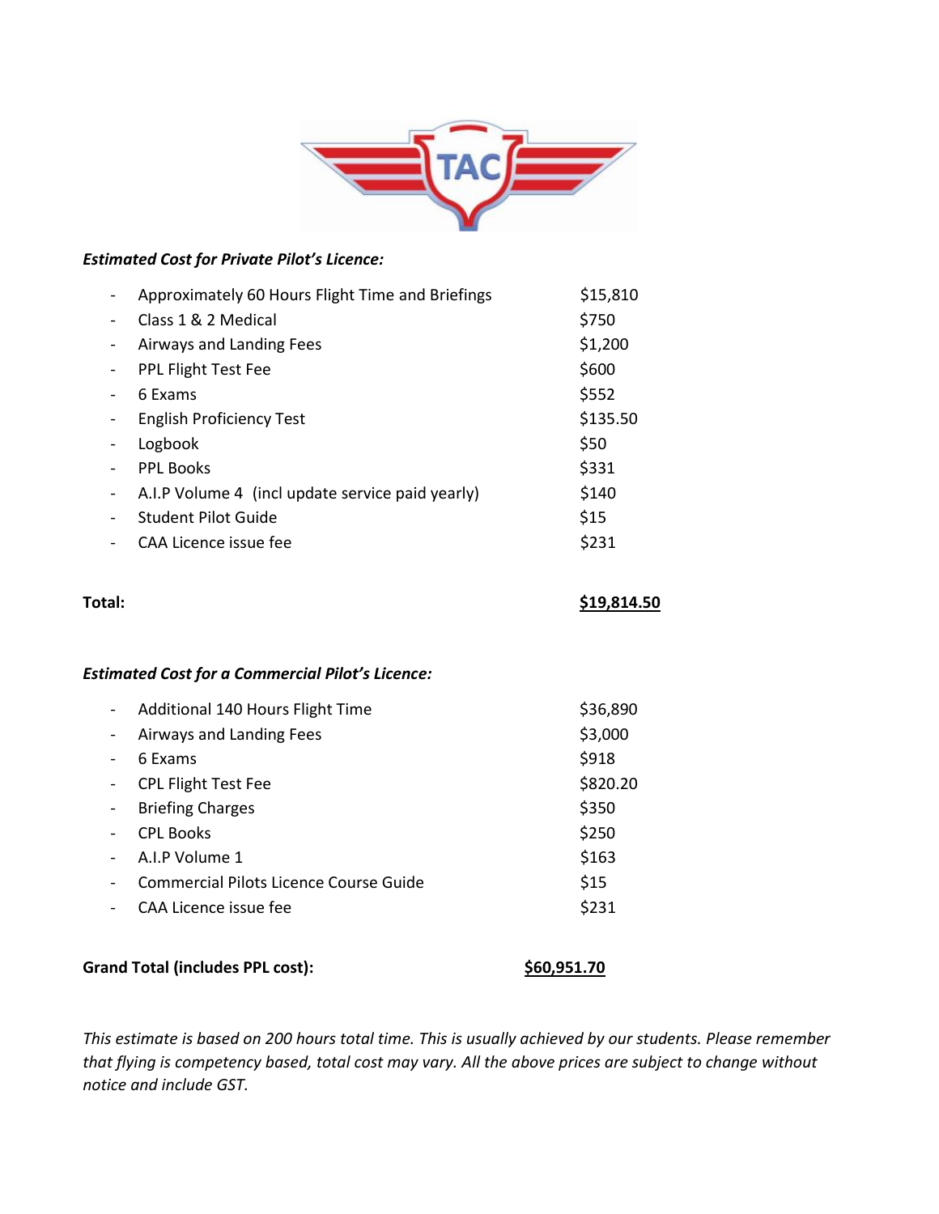***Estimated Cost for Private Pilot's Licence:***

- Approximately 60 Hours Flight Time and Briefings $15,810
- Class 1 & 2 Medical $750
- Airways and Landing Fees $1,200
- PPL Flight Test Fee $600
- 6 Exams $552
- English Proficiency Test $135.50
- Logbook $50
- PPL Books $331
- A.I.P Volume 4 (incl update service paid yearly) $140
- Student Pilot Guide $15
- CAA Licence issue fee $231

**Total:** **$19,814.50**

***Estimated Cost for a Commercial Pilot's Licence:***

- Additional 140 Hours Flight Time $36,890
- Airways and Landing Fees $3,000
- 6 Exams $918
- CPL Flight Test Fee $820.20
- Briefing Charges $350
- CPL Books $250
- A.I.P Volume 1 $163
- Commercial Pilots Licence Course Guide $15
- CAA Licence issue fee $231

**Grand Total (includes PPL cost):** **$60,951.70**

*This estimate is based on 200 hours total time. This is usually achieved by our students. Please remember that flying is competency based, total cost may vary. All the above prices are subject to change without notice and include GST.*